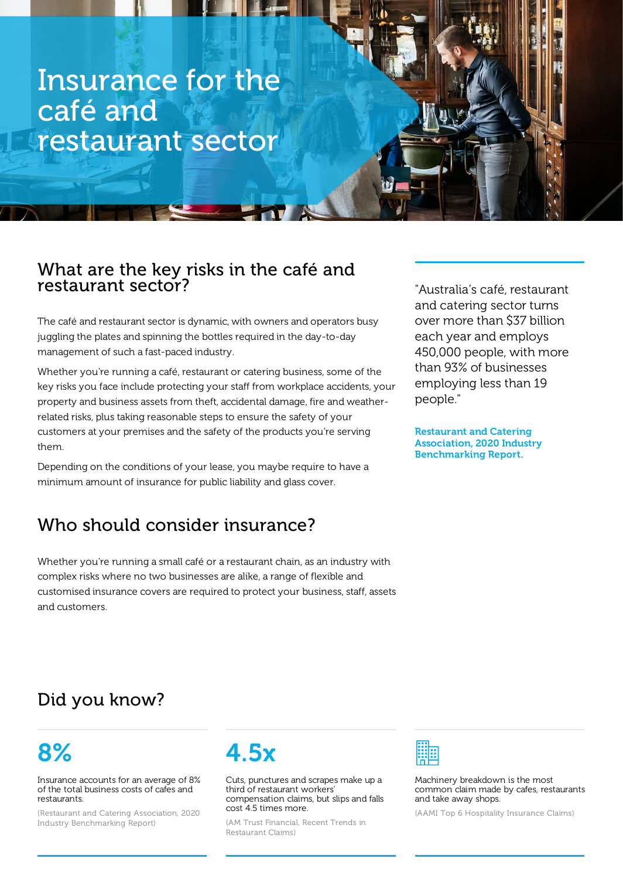# Insurance for the café and restaurant sector

## What are the key risks in the café and restaurant sector?

The café and restaurant sector is dynamic, with owners and operators busy juggling the plates and spinning the bottles required in the day-to-day management of such a fast-paced industry.

Whether you're running a café, restaurant or catering business, some of the key risks you face include protecting your staff from workplace accidents, your property and business assets from theft, accidental damage, fire and weather-related risks, plus taking reasonable steps to ensure the safety of your customers at your premises and the safety of the products you're serving them.

Depending on the conditions of your lease, you maybe require to have a minimum amount of insurance for public liability and glass cover.

> "Australia's café, restaurant and catering sector turns over more than $37 billion each year and employs 450,000 people, with more than 93% of businesses employing less than 19 people."
>
> **Restaurant and Catering Association, 2020 Industry Benchmarking Report.**

## Who should consider insurance?

Whether you're running a small café or a restaurant chain, as an industry with complex risks where no two businesses are alike, a range of flexible and customised insurance covers are required to protect your business, staff, assets and customers.

## Did you know?

**8%**

Insurance accounts for an average of 8% of the total business costs of cafes and restaurants.

(Restaurant and Catering Association, 2020 Industry Benchmarking Report)

**4.5x**

Cuts, punctures and scrapes make up a third of restaurant workers' compensation claims, but slips and falls cost 4.5 times more.

(AM Trust Financial, Recent Trends in Restaurant Claims)

Machinery breakdown is the most common claim made by cafes, restaurants and take away shops.

(AAMI Top 6 Hospitality Insurance Claims)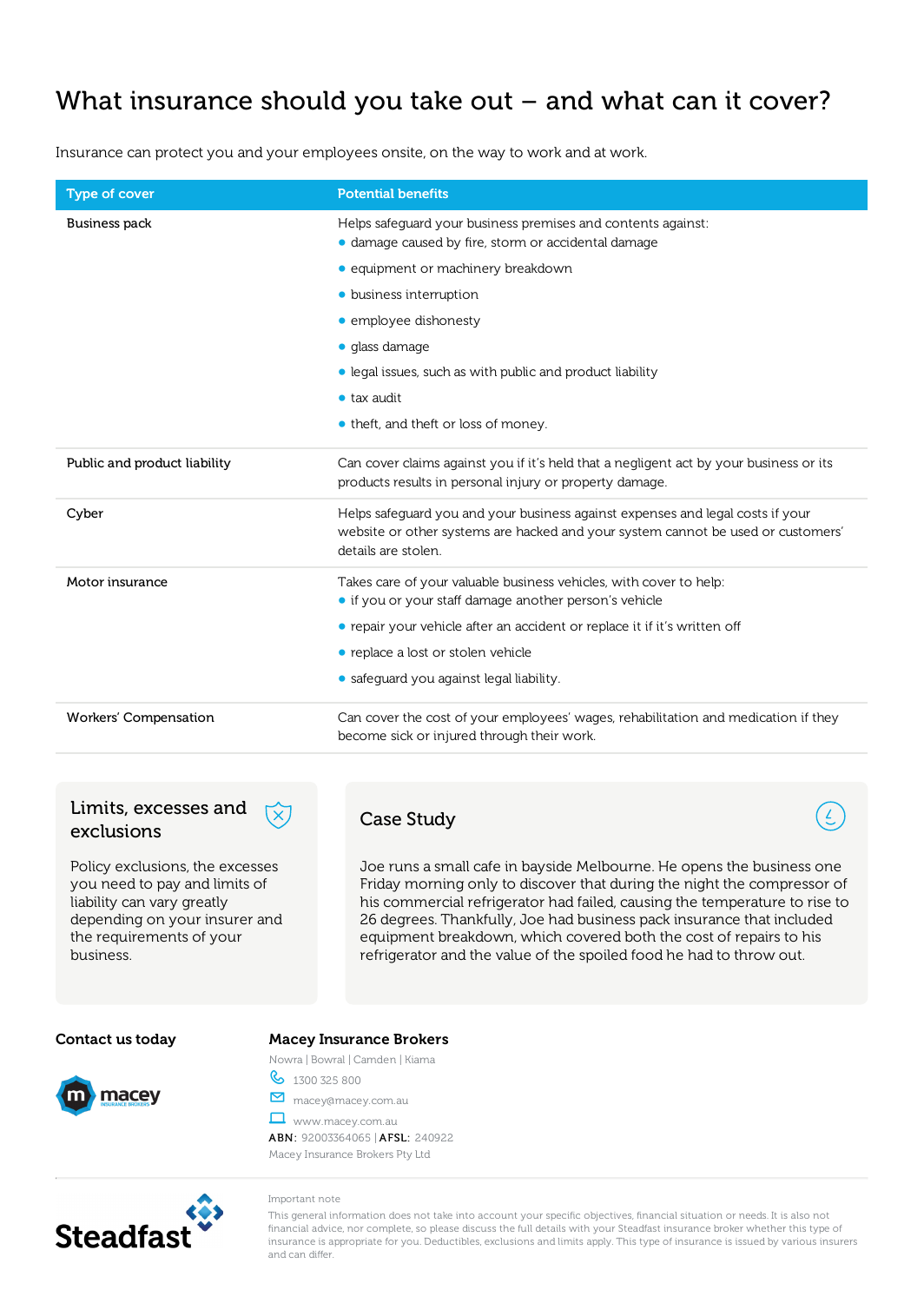# What insurance should you take out – and what can it cover?

Insurance can protect you and your employees onsite, on the way to work and at work.

| Type of cover | Potential benefits |
|---|---|
| Business pack | Helps safeguard your business premises and contents against:<br>• damage caused by fire, storm or accidental damage<br>• equipment or machinery breakdown<br>• business interruption<br>• employee dishonesty<br>• glass damage<br>• legal issues, such as with public and product liability<br>• tax audit<br>• theft, and theft or loss of money. |
| Public and product liability | Can cover claims against you if it's held that a negligent act by your business or its products results in personal injury or property damage. |
| Cyber | Helps safeguard you and your business against expenses and legal costs if your website or other systems are hacked and your system cannot be used or customers' details are stolen. |
| Motor insurance | Takes care of your valuable business vehicles, with cover to help:<br>• if you or your staff damage another person's vehicle<br>• repair your vehicle after an accident or replace it if it's written off<br>• replace a lost or stolen vehicle<br>• safeguard you against legal liability. |
| Workers' Compensation | Can cover the cost of your employees' wages, rehabilitation and medication if they become sick or injured through their work. |

## Limits, excesses and exclusions

Policy exclusions, the excesses you need to pay and limits of liability can vary greatly depending on your insurer and the requirements of your business.

## Case Study

Joe runs a small cafe in bayside Melbourne. He opens the business one Friday morning only to discover that during the night the compressor of his commercial refrigerator had failed, causing the temperature to rise to 26 degrees. Thankfully, Joe had business pack insurance that included equipment breakdown, which covered both the cost of repairs to his refrigerator and the value of the spoiled food he had to throw out.

**Contact us today**

macey

**Macey Insurance Brokers**

Nowra | Bowral | Camden | Kiama

1300 325 800

macey@macey.com.au

www.macey.com.au

**ABN:** 92003364065 | **AFSL:** 240922

Macey Insurance Brokers Pty Ltd

Steadfast

Important note

This general information does not take into account your specific objectives, financial situation or needs. It is also not financial advice, nor complete, so please discuss the full details with your Steadfast insurance broker whether this type of insurance is appropriate for you. Deductibles, exclusions and limits apply. This type of insurance is issued by various insurers and can differ.